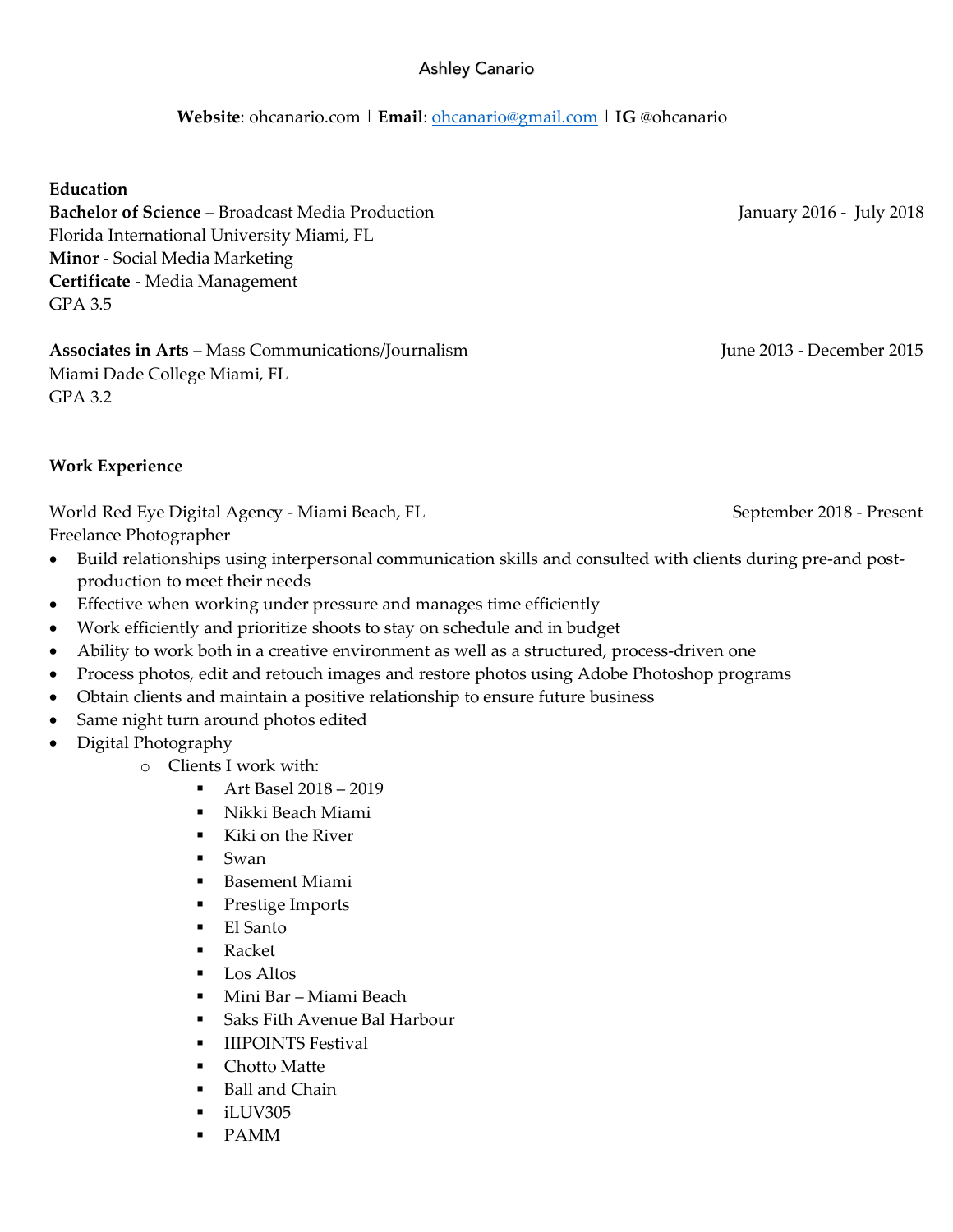# Ashley Canario

**Website**: ohcanario.com | **Email**: ohcanario@gmail.com | **IG** @ohcanario

## Education

**Bachelor of Science** – Broadcast Media Production — January 2016 - July 2018
Florida International University Miami, FL
**Minor** - Social Media Marketing
**Certificate** - Media Management
GPA 3.5

**Associates in Arts** – Mass Communications/Journalism — June 2013 - December 2015
Miami Dade College Miami, FL
GPA 3.2

## Work Experience

World Red Eye Digital Agency - Miami Beach, FL — September 2018 - Present
Freelance Photographer

- Build relationships using interpersonal communication skills and consulted with clients during pre-and post-production to meet their needs
- Effective when working under pressure and manages time efficiently
- Work efficiently and prioritize shoots to stay on schedule and in budget
- Ability to work both in a creative environment as well as a structured, process-driven one
- Process photos, edit and retouch images and restore photos using Adobe Photoshop programs
- Obtain clients and maintain a positive relationship to ensure future business
- Same night turn around photos edited
- Digital Photography
  - Clients I work with:
    - Art Basel 2018 – 2019
    - Nikki Beach Miami
    - Kiki on the River
    - Swan
    - Basement Miami
    - Prestige Imports
    - El Santo
    - Racket
    - Los Altos
    - Mini Bar – Miami Beach
    - Saks Fith Avenue Bal Harbour
    - IIIPOINTS Festival
    - Chotto Matte
    - Ball and Chain
    - iLUV305
    - PAMM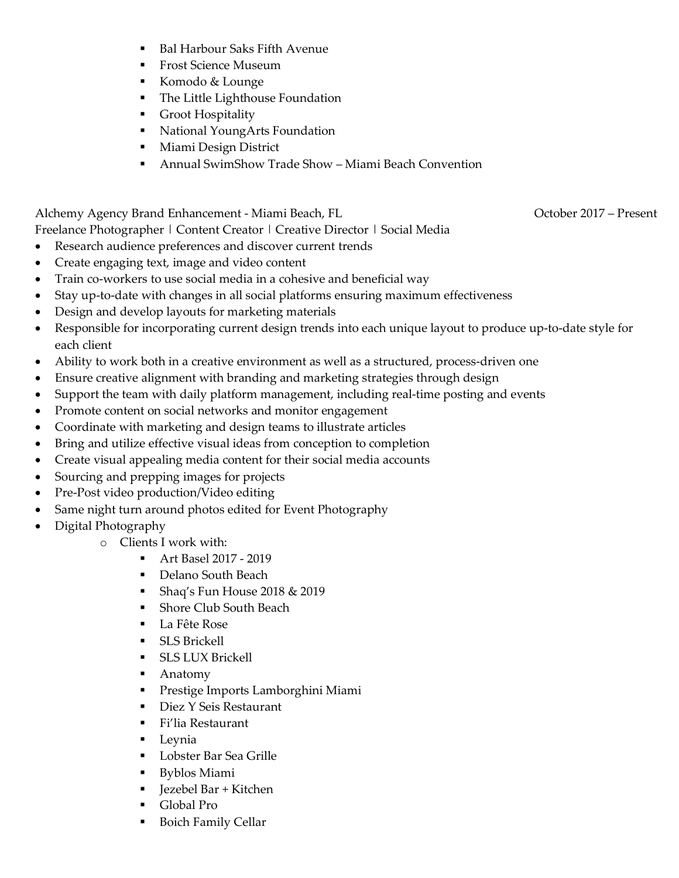- Bal Harbour Saks Fifth Avenue
   - Frost Science Museum
   - Komodo & Lounge
   - The Little Lighthouse Foundation
   - Groot Hospitality
   - National YoungArts Foundation
   - Miami Design District
   - Annual SwimShow Trade Show – Miami Beach Convention

Alchemy Agency Brand Enhancement - Miami Beach, FL — October 2017 – Present
Freelance Photographer | Content Creator | Creative Director | Social Media

- Research audience preferences and discover current trends
- Create engaging text, image and video content
- Train co-workers to use social media in a cohesive and beneficial way
- Stay up-to-date with changes in all social platforms ensuring maximum effectiveness
- Design and develop layouts for marketing materials
- Responsible for incorporating current design trends into each unique layout to produce up-to-date style for each client
- Ability to work both in a creative environment as well as a structured, process-driven one
- Ensure creative alignment with branding and marketing strategies through design
- Support the team with daily platform management, including real-time posting and events
- Promote content on social networks and monitor engagement
- Coordinate with marketing and design teams to illustrate articles
- Bring and utilize effective visual ideas from conception to completion
- Create visual appealing media content for their social media accounts
- Sourcing and prepping images for projects
- Pre-Post video production/Video editing
- Same night turn around photos edited for Event Photography
- Digital Photography
  - Clients I work with:
    - Art Basel 2017 - 2019
    - Delano South Beach
    - Shaq's Fun House 2018 & 2019
    - Shore Club South Beach
    - La Fête Rose
    - SLS Brickell
    - SLS LUX Brickell
    - Anatomy
    - Prestige Imports Lamborghini Miami
    - Diez Y Seis Restaurant
    - Fi'lia Restaurant
    - Leynia
    - Lobster Bar Sea Grille
    - Byblos Miami
    - Jezebel Bar + Kitchen
    - Global Pro
    - Boich Family Cellar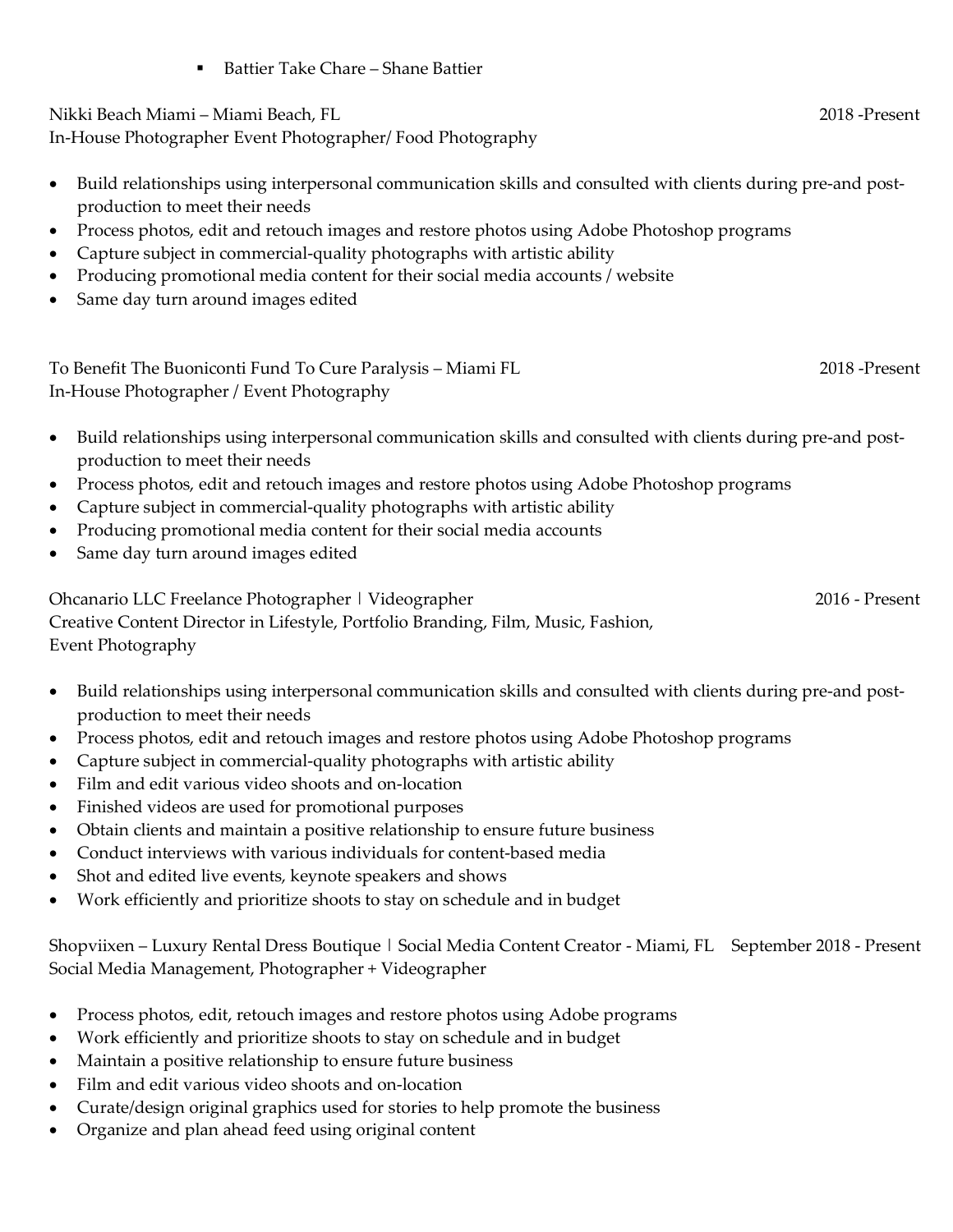- Battier Take Chare – Shane Battier

Nikki Beach Miami – Miami Beach, FL 2018 -Present
In-House Photographer Event Photographer/ Food Photography

- Build relationships using interpersonal communication skills and consulted with clients during pre-and post-production to meet their needs
- Process photos, edit and retouch images and restore photos using Adobe Photoshop programs
- Capture subject in commercial-quality photographs with artistic ability
- Producing promotional media content for their social media accounts / website
- Same day turn around images edited

To Benefit The Buoniconti Fund To Cure Paralysis – Miami FL 2018 -Present
In-House Photographer / Event Photography

- Build relationships using interpersonal communication skills and consulted with clients during pre-and post-production to meet their needs
- Process photos, edit and retouch images and restore photos using Adobe Photoshop programs
- Capture subject in commercial-quality photographs with artistic ability
- Producing promotional media content for their social media accounts
- Same day turn around images edited

Ohcanario LLC Freelance Photographer | Videographer 2016 - Present
Creative Content Director in Lifestyle, Portfolio Branding, Film, Music, Fashion, Event Photography

- Build relationships using interpersonal communication skills and consulted with clients during pre-and post-production to meet their needs
- Process photos, edit and retouch images and restore photos using Adobe Photoshop programs
- Capture subject in commercial-quality photographs with artistic ability
- Film and edit various video shoots and on-location
- Finished videos are used for promotional purposes
- Obtain clients and maintain a positive relationship to ensure future business
- Conduct interviews with various individuals for content-based media
- Shot and edited live events, keynote speakers and shows
- Work efficiently and prioritize shoots to stay on schedule and in budget

Shopviixen – Luxury Rental Dress Boutique | Social Media Content Creator - Miami, FL September 2018 - Present
Social Media Management, Photographer + Videographer

- Process photos, edit, retouch images and restore photos using Adobe programs
- Work efficiently and prioritize shoots to stay on schedule and in budget
- Maintain a positive relationship to ensure future business
- Film and edit various video shoots and on-location
- Curate/design original graphics used for stories to help promote the business
- Organize and plan ahead feed using original content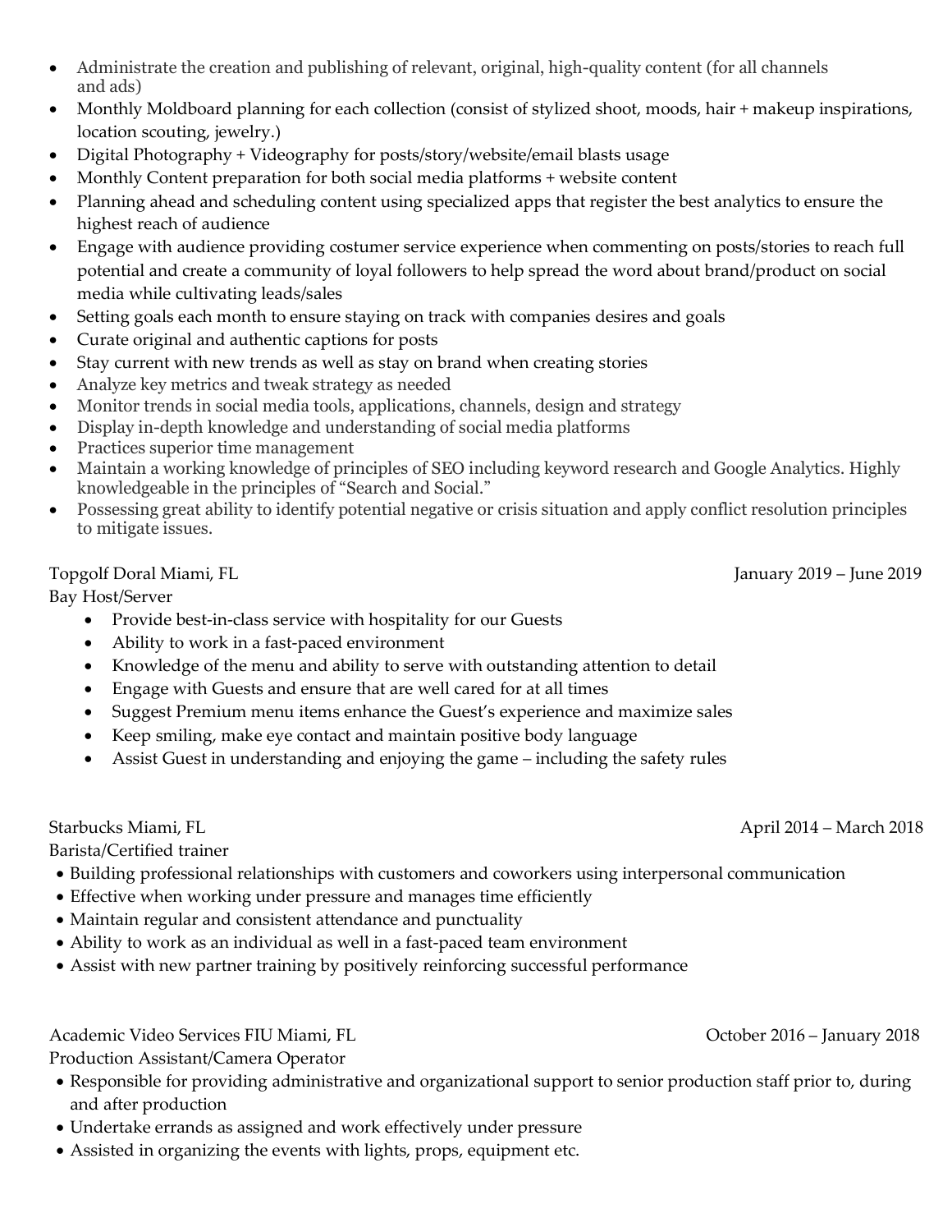- Administrate the creation and publishing of relevant, original, high-quality content (for all channels and ads)
- Monthly Moldboard planning for each collection (consist of stylized shoot, moods, hair + makeup inspirations, location scouting, jewelry.)
- Digital Photography + Videography for posts/story/website/email blasts usage
- Monthly Content preparation for both social media platforms + website content
- Planning ahead and scheduling content using specialized apps that register the best analytics to ensure the highest reach of audience
- Engage with audience providing costumer service experience when commenting on posts/stories to reach full potential and create a community of loyal followers to help spread the word about brand/product on social media while cultivating leads/sales
- Setting goals each month to ensure staying on track with companies desires and goals
- Curate original and authentic captions for posts
- Stay current with new trends as well as stay on brand when creating stories
- Analyze key metrics and tweak strategy as needed
- Monitor trends in social media tools, applications, channels, design and strategy
- Display in-depth knowledge and understanding of social media platforms
- Practices superior time management
- Maintain a working knowledge of principles of SEO including keyword research and Google Analytics. Highly knowledgeable in the principles of "Search and Social."
- Possessing great ability to identify potential negative or crisis situation and apply conflict resolution principles to mitigate issues.

Topgolf Doral Miami, FL — January 2019 – June 2019

Bay Host/Server

- Provide best-in-class service with hospitality for our Guests
- Ability to work in a fast-paced environment
- Knowledge of the menu and ability to serve with outstanding attention to detail
- Engage with Guests and ensure that are well cared for at all times
- Suggest Premium menu items enhance the Guest's experience and maximize sales
- Keep smiling, make eye contact and maintain positive body language
- Assist Guest in understanding and enjoying the game – including the safety rules

Starbucks Miami, FL — April 2014 – March 2018

Barista/Certified trainer

- Building professional relationships with customers and coworkers using interpersonal communication
- Effective when working under pressure and manages time efficiently
- Maintain regular and consistent attendance and punctuality
- Ability to work as an individual as well in a fast-paced team environment
- Assist with new partner training by positively reinforcing successful performance

Academic Video Services FIU Miami, FL — October 2016 – January 2018

Production Assistant/Camera Operator

- Responsible for providing administrative and organizational support to senior production staff prior to, during and after production
- Undertake errands as assigned and work effectively under pressure
- Assisted in organizing the events with lights, props, equipment etc.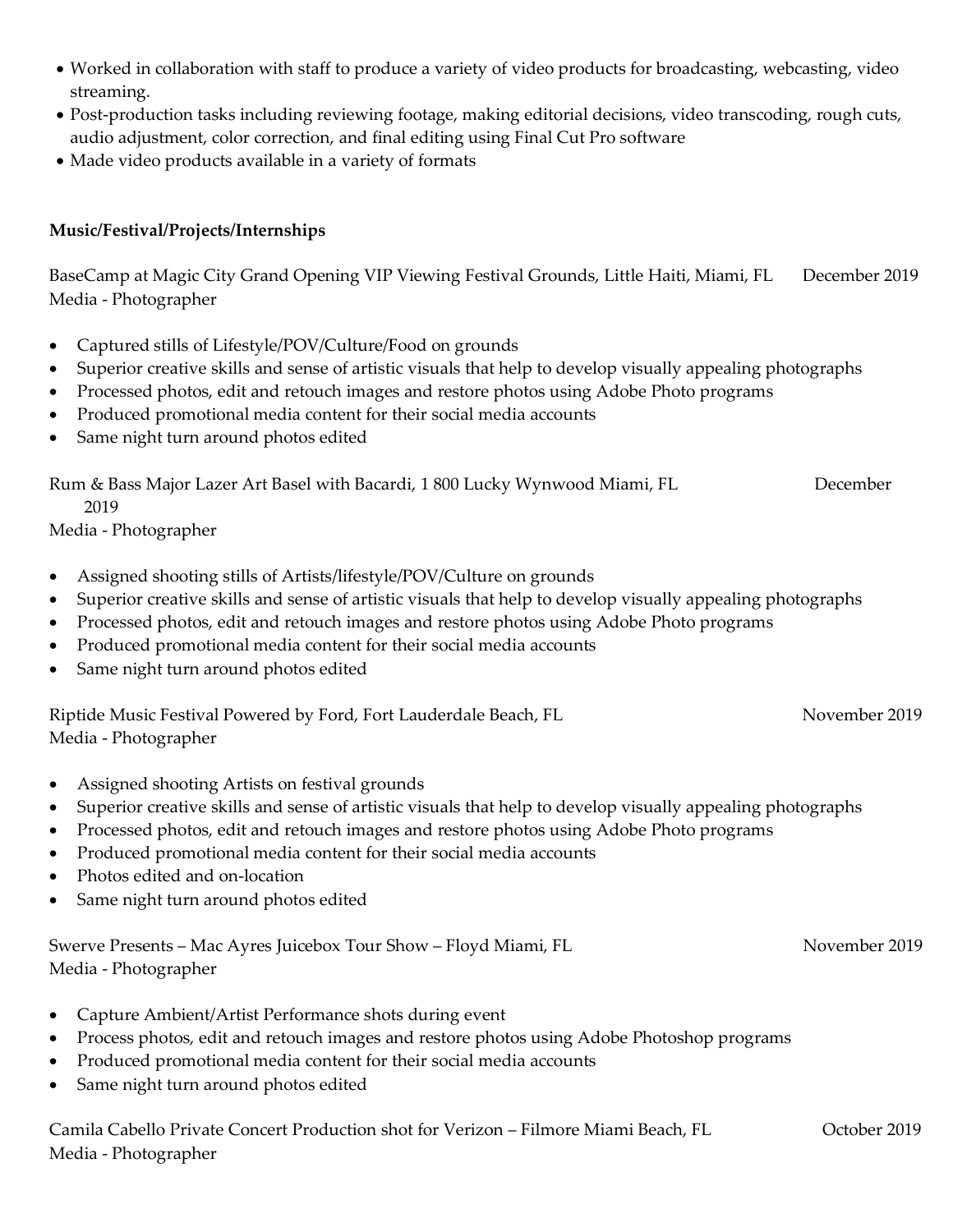- Worked in collaboration with staff to produce a variety of video products for broadcasting, webcasting, video streaming.
- Post-production tasks including reviewing footage, making editorial decisions, video transcoding, rough cuts, audio adjustment, color correction, and final editing using Final Cut Pro software
- Made video products available in a variety of formats

**Music/Festival/Projects/Internships**

BaseCamp at Magic City Grand Opening VIP Viewing Festival Grounds, Little Haiti, Miami, FL December 2019
Media - Photographer

- Captured stills of Lifestyle/POV/Culture/Food on grounds
- Superior creative skills and sense of artistic visuals that help to develop visually appealing photographs
- Processed photos, edit and retouch images and restore photos using Adobe Photo programs
- Produced promotional media content for their social media accounts
- Same night turn around photos edited

Rum & Bass Major Lazer Art Basel with Bacardi, 1 800 Lucky Wynwood Miami, FL December 2019
Media - Photographer

- Assigned shooting stills of Artists/lifestyle/POV/Culture on grounds
- Superior creative skills and sense of artistic visuals that help to develop visually appealing photographs
- Processed photos, edit and retouch images and restore photos using Adobe Photo programs
- Produced promotional media content for their social media accounts
- Same night turn around photos edited

Riptide Music Festival Powered by Ford, Fort Lauderdale Beach, FL November 2019
Media - Photographer

- Assigned shooting Artists on festival grounds
- Superior creative skills and sense of artistic visuals that help to develop visually appealing photographs
- Processed photos, edit and retouch images and restore photos using Adobe Photo programs
- Produced promotional media content for their social media accounts
- Photos edited and on-location
- Same night turn around photos edited

Swerve Presents – Mac Ayres Juicebox Tour Show – Floyd Miami, FL November 2019
Media - Photographer

- Capture Ambient/Artist Performance shots during event
- Process photos, edit and retouch images and restore photos using Adobe Photoshop programs
- Produced promotional media content for their social media accounts
- Same night turn around photos edited

Camila Cabello Private Concert Production shot for Verizon – Filmore Miami Beach, FL October 2019
Media - Photographer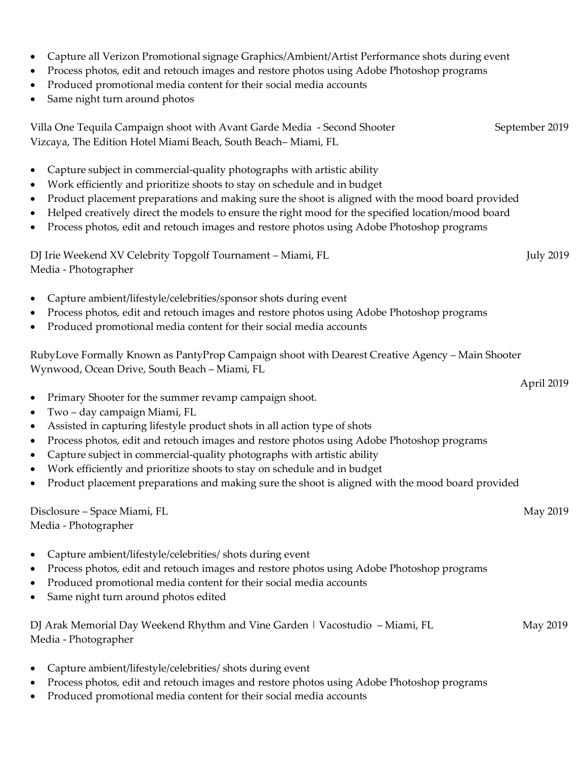- Capture all Verizon Promotional signage Graphics/Ambient/Artist Performance shots during event
- Process photos, edit and retouch images and restore photos using Adobe Photoshop programs
- Produced promotional media content for their social media accounts
- Same night turn around photos

Villa One Tequila Campaign shoot with Avant Garde Media - Second Shooter — September 2019
Vizcaya, The Edition Hotel Miami Beach, South Beach– Miami, FL

- Capture subject in commercial-quality photographs with artistic ability
- Work efficiently and prioritize shoots to stay on schedule and in budget
- Product placement preparations and making sure the shoot is aligned with the mood board provided
- Helped creatively direct the models to ensure the right mood for the specified location/mood board
- Process photos, edit and retouch images and restore photos using Adobe Photoshop programs

DJ Irie Weekend XV Celebrity Topgolf Tournament – Miami, FL — July 2019
Media - Photographer

- Capture ambient/lifestyle/celebrities/sponsor shots during event
- Process photos, edit and retouch images and restore photos using Adobe Photoshop programs
- Produced promotional media content for their social media accounts

RubyLove Formally Known as PantyProp Campaign shoot with Dearest Creative Agency – Main Shooter
Wynwood, Ocean Drive, South Beach – Miami, FL — April 2019

- Primary Shooter for the summer revamp campaign shoot.
- Two – day campaign Miami, FL
- Assisted in capturing lifestyle product shots in all action type of shots
- Process photos, edit and retouch images and restore photos using Adobe Photoshop programs
- Capture subject in commercial-quality photographs with artistic ability
- Work efficiently and prioritize shoots to stay on schedule and in budget
- Product placement preparations and making sure the shoot is aligned with the mood board provided

Disclosure – Space Miami, FL — May 2019
Media - Photographer

- Capture ambient/lifestyle/celebrities/ shots during event
- Process photos, edit and retouch images and restore photos using Adobe Photoshop programs
- Produced promotional media content for their social media accounts
- Same night turn around photos edited

DJ Arak Memorial Day Weekend Rhythm and Vine Garden | Vacostudio – Miami, FL — May 2019
Media - Photographer

- Capture ambient/lifestyle/celebrities/ shots during event
- Process photos, edit and retouch images and restore photos using Adobe Photoshop programs
- Produced promotional media content for their social media accounts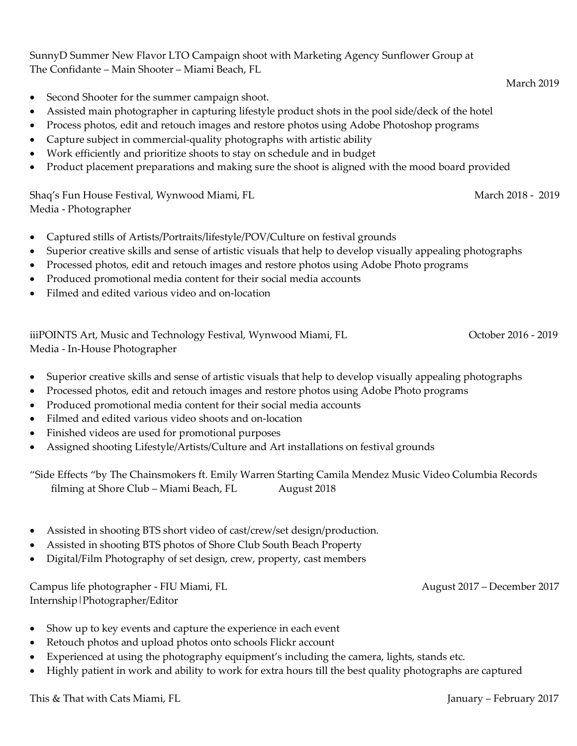SunnyD Summer New Flavor LTO Campaign shoot with Marketing Agency Sunflower Group at The Confidante – Main Shooter – Miami Beach, FL

March 2019

- Second Shooter for the summer campaign shoot.
- Assisted main photographer in capturing lifestyle product shots in the pool side/deck of the hotel
- Process photos, edit and retouch images and restore photos using Adobe Photoshop programs
- Capture subject in commercial-quality photographs with artistic ability
- Work efficiently and prioritize shoots to stay on schedule and in budget
- Product placement preparations and making sure the shoot is aligned with the mood board provided

Shaq's Fun House Festival, Wynwood Miami, FL — March 2018 - 2019
Media - Photographer

- Captured stills of Artists/Portraits/lifestyle/POV/Culture on festival grounds
- Superior creative skills and sense of artistic visuals that help to develop visually appealing photographs
- Processed photos, edit and retouch images and restore photos using Adobe Photo programs
- Produced promotional media content for their social media accounts
- Filmed and edited various video and on-location

iiiPOINTS Art, Music and Technology Festival, Wynwood Miami, FL — October 2016 - 2019
Media - In-House Photographer

- Superior creative skills and sense of artistic visuals that help to develop visually appealing photographs
- Processed photos, edit and retouch images and restore photos using Adobe Photo programs
- Produced promotional media content for their social media accounts
- Filmed and edited various video shoots and on-location
- Finished videos are used for promotional purposes
- Assigned shooting Lifestyle/Artists/Culture and Art installations on festival grounds

"Side Effects "by The Chainsmokers ft. Emily Warren Starting Camila Mendez Music Video Columbia Records filming at Shore Club – Miami Beach, FL — August 2018

- Assisted in shooting BTS short video of cast/crew/set design/production.
- Assisted in shooting BTS photos of Shore Club South Beach Property
- Digital/Film Photography of set design, crew, property, cast members

Campus life photographer - FIU Miami, FL — August 2017 – December 2017
Internship|Photographer/Editor

- Show up to key events and capture the experience in each event
- Retouch photos and upload photos onto schools Flickr account
- Experienced at using the photography equipment's including the camera, lights, stands etc.
- Highly patient in work and ability to work for extra hours till the best quality photographs are captured

This & That with Cats Miami, FL — January – February 2017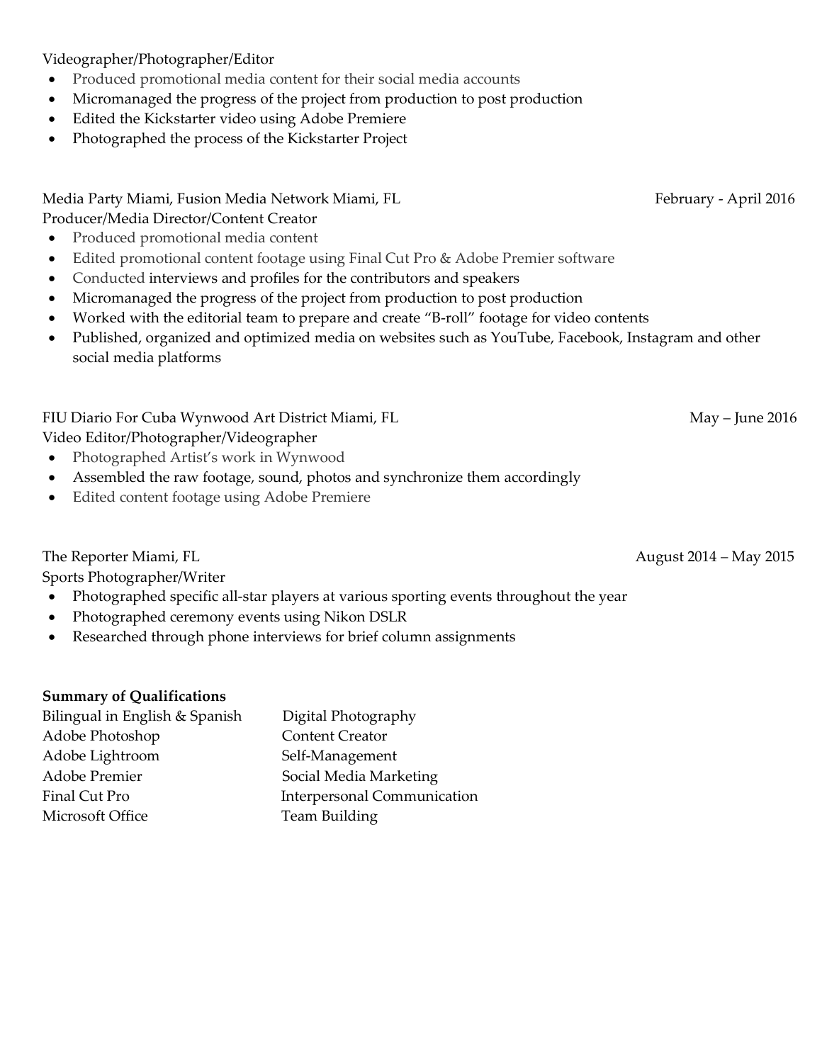Videographer/Photographer/Editor

- Produced promotional media content for their social media accounts
- Micromanaged the progress of the project from production to post production
- Edited the Kickstarter video using Adobe Premiere
- Photographed the process of the Kickstarter Project

Media Party Miami, Fusion Media Network Miami, FL February - April 2016

Producer/Media Director/Content Creator

- Produced promotional media content
- Edited promotional content footage using Final Cut Pro & Adobe Premier software
- Conducted interviews and profiles for the contributors and speakers
- Micromanaged the progress of the project from production to post production
- Worked with the editorial team to prepare and create "B-roll" footage for video contents
- Published, organized and optimized media on websites such as YouTube, Facebook, Instagram and other social media platforms

FIU Diario For Cuba Wynwood Art District Miami, FL May – June 2016

Video Editor/Photographer/Videographer

- Photographed Artist's work in Wynwood
- Assembled the raw footage, sound, photos and synchronize them accordingly
- Edited content footage using Adobe Premiere

The Reporter Miami, FL August 2014 – May 2015

Sports Photographer/Writer

- Photographed specific all-star players at various sporting events throughout the year
- Photographed ceremony events using Nikon DSLR
- Researched through phone interviews for brief column assignments

**Summary of Qualifications**

| | |
|---|---|
| Bilingual in English & Spanish | Digital Photography |
| Adobe Photoshop | Content Creator |
| Adobe Lightroom | Self-Management |
| Adobe Premier | Social Media Marketing |
| Final Cut Pro | Interpersonal Communication |
| Microsoft Office | Team Building |